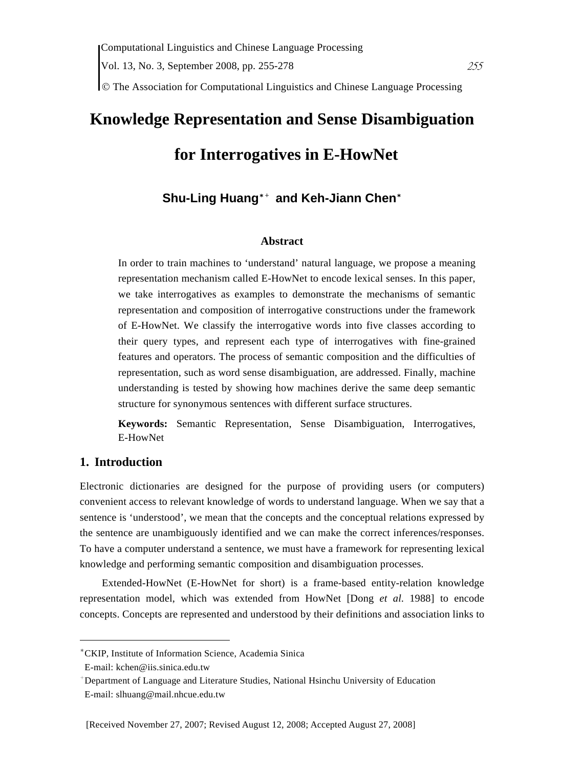# Knowledge Representation and Sense Disambiguation for Interrogatives in E-HowNet

**Shu-Ling Huang**[∗+] **and Keh-Jiann Chen**[∗]

## Abstract

In order to train machines to 'understand' natural language, we propose a meaning representation mechanism called E-HowNet to encode lexical senses. In this paper, we take interrogatives as examples to demonstrate the mechanisms of semantic representation and composition of interrogative constructions under the framework of E-HowNet. We classify the interrogative words into five classes according to their query types, and represent each type of interrogatives with fine-grained features and operators. The process of semantic composition and the difficulties of representation, such as word sense disambiguation, are addressed. Finally, machine understanding is tested by showing how machines derive the same deep semantic structure for synonymous sentences with different surface structures.

**Keywords:** Semantic Representation, Sense Disambiguation, Interrogatives, E-HowNet

## 1. Introduction

Electronic dictionaries are designed for the purpose of providing users (or computers) convenient access to relevant knowledge of words to understand language. When we say that a sentence is 'understood', we mean that the concepts and the conceptual relations expressed by the sentence are unambiguously identified and we can make the correct inferences/responses. To have a computer understand a sentence, we must have a framework for representing lexical knowledge and performing semantic composition and disambiguation processes.

Extended-HowNet (E-HowNet for short) is a frame-based entity-relation knowledge representation model, which was extended from HowNet [Dong *et al.* 1988] to encode concepts. Concepts are represented and understood by their definitions and association links to

---

[∗] CKIP, Institute of Information Science, Academia Sinica
E-mail: kchen@iis.sinica.edu.tw

[+] Department of Language and Literature Studies, National Hsinchu University of Education
E-mail: slhuang@mail.nhcue.edu.tw

[Received November 27, 2007; Revised August 12, 2008; Accepted August 27, 2008]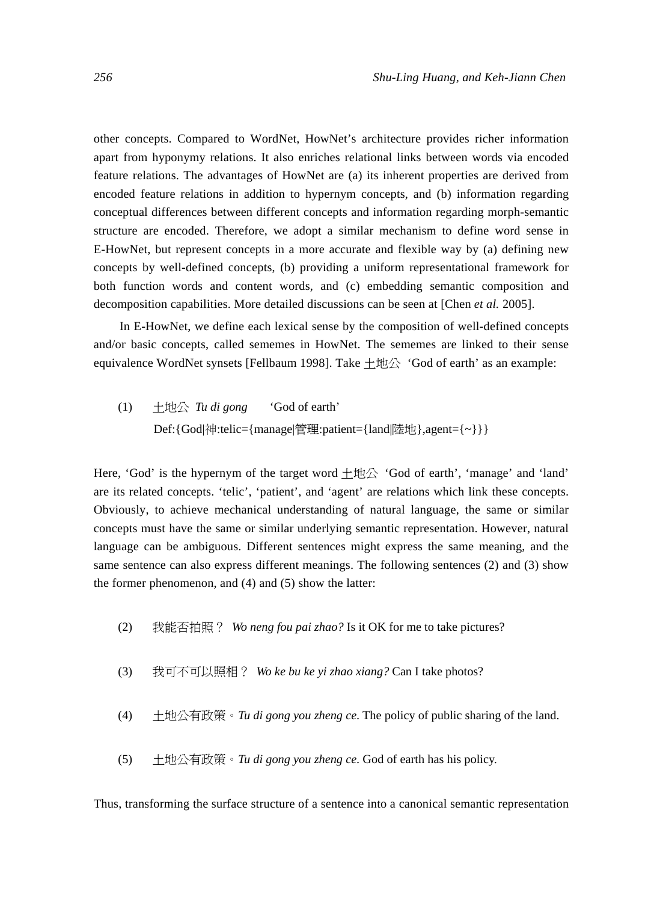other concepts. Compared to WordNet, HowNet's architecture provides richer information apart from hyponymy relations. It also enriches relational links between words via encoded feature relations. The advantages of HowNet are (a) its inherent properties are derived from encoded feature relations in addition to hypernym concepts, and (b) information regarding conceptual differences between different concepts and information regarding morph-semantic structure are encoded. Therefore, we adopt a similar mechanism to define word sense in E-HowNet, but represent concepts in a more accurate and flexible way by (a) defining new concepts by well-defined concepts, (b) providing a uniform representational framework for both function words and content words, and (c) embedding semantic composition and decomposition capabilities. More detailed discussions can be seen at [Chen *et al.* 2005].

In E-HowNet, we define each lexical sense by the composition of well-defined concepts and/or basic concepts, called sememes in HowNet. The sememes are linked to their sense equivalence WordNet synsets [Fellbaum 1998]. Take 土地公 'God of earth' as an example:

(1) 土地公 *Tu di gong* 'God of earth'
Def:{God|神:telic={manage|管理:patient={land|陸地},agent={~}}}

Here, 'God' is the hypernym of the target word 土地公 'God of earth', 'manage' and 'land' are its related concepts. 'telic', 'patient', and 'agent' are relations which link these concepts. Obviously, to achieve mechanical understanding of natural language, the same or similar concepts must have the same or similar underlying semantic representation. However, natural language can be ambiguous. Different sentences might express the same meaning, and the same sentence can also express different meanings. The following sentences (2) and (3) show the former phenomenon, and (4) and (5) show the latter:

(2) 我能否拍照？ *Wo neng fou pai zhao?* Is it OK for me to take pictures?

(3) 我可不可以照相？ *Wo ke bu ke yi zhao xiang?* Can I take photos?

(4) 土地公有政策。*Tu di gong you zheng ce.* The policy of public sharing of the land.

(5) 土地公有政策。*Tu di gong you zheng ce.* God of earth has his policy.

Thus, transforming the surface structure of a sentence into a canonical semantic representation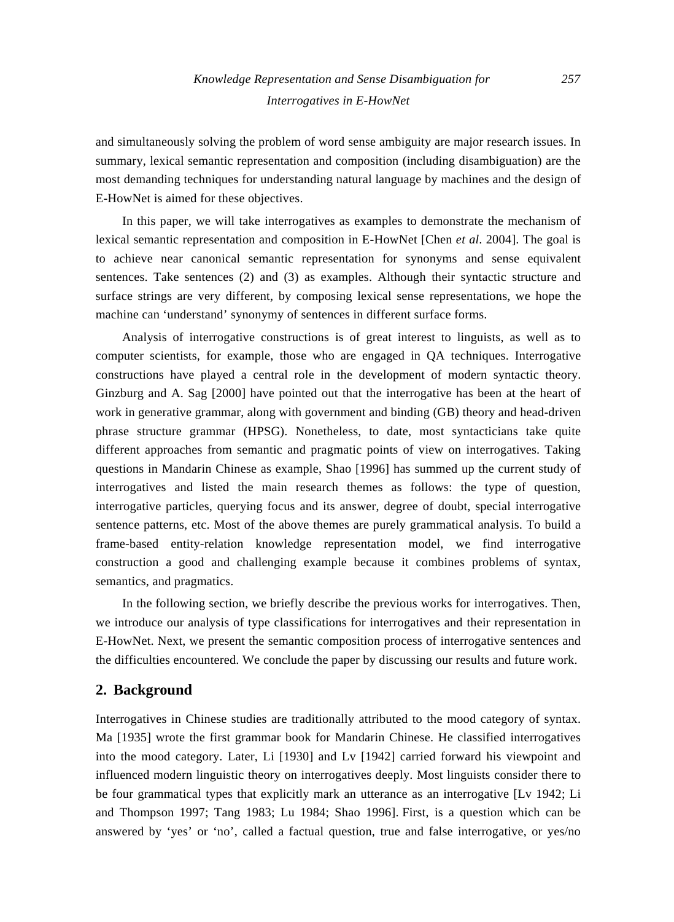and simultaneously solving the problem of word sense ambiguity are major research issues. In summary, lexical semantic representation and composition (including disambiguation) are the most demanding techniques for understanding natural language by machines and the design of E-HowNet is aimed for these objectives.

In this paper, we will take interrogatives as examples to demonstrate the mechanism of lexical semantic representation and composition in E-HowNet [Chen *et al*. 2004]. The goal is to achieve near canonical semantic representation for synonyms and sense equivalent sentences. Take sentences (2) and (3) as examples. Although their syntactic structure and surface strings are very different, by composing lexical sense representations, we hope the machine can 'understand' synonymy of sentences in different surface forms.

Analysis of interrogative constructions is of great interest to linguists, as well as to computer scientists, for example, those who are engaged in QA techniques. Interrogative constructions have played a central role in the development of modern syntactic theory. Ginzburg and A. Sag [2000] have pointed out that the interrogative has been at the heart of work in generative grammar, along with government and binding (GB) theory and head-driven phrase structure grammar (HPSG). Nonetheless, to date, most syntacticians take quite different approaches from semantic and pragmatic points of view on interrogatives. Taking questions in Mandarin Chinese as example, Shao [1996] has summed up the current study of interrogatives and listed the main research themes as follows: the type of question, interrogative particles, querying focus and its answer, degree of doubt, special interrogative sentence patterns, etc. Most of the above themes are purely grammatical analysis. To build a frame-based entity-relation knowledge representation model, we find interrogative construction a good and challenging example because it combines problems of syntax, semantics, and pragmatics.

In the following section, we briefly describe the previous works for interrogatives. Then, we introduce our analysis of type classifications for interrogatives and their representation in E-HowNet. Next, we present the semantic composition process of interrogative sentences and the difficulties encountered. We conclude the paper by discussing our results and future work.

## 2. Background

Interrogatives in Chinese studies are traditionally attributed to the mood category of syntax. Ma [1935] wrote the first grammar book for Mandarin Chinese. He classified interrogatives into the mood category. Later, Li [1930] and Lv [1942] carried forward his viewpoint and influenced modern linguistic theory on interrogatives deeply. Most linguists consider there to be four grammatical types that explicitly mark an utterance as an interrogative [Lv 1942; Li and Thompson 1997; Tang 1983; Lu 1984; Shao 1996]. First, is a question which can be answered by 'yes' or 'no', called a factual question, true and false interrogative, or yes/no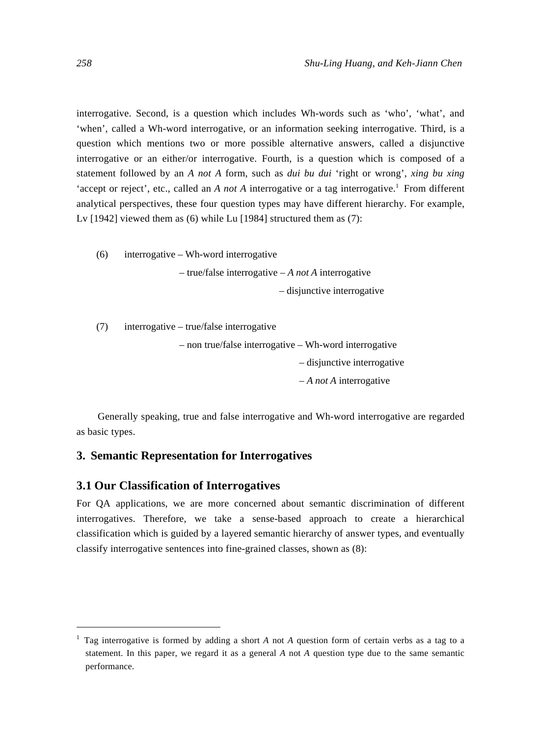interrogative. Second, is a question which includes Wh-words such as 'who', 'what', and 'when', called a Wh-word interrogative, or an information seeking interrogative. Third, is a question which mentions two or more possible alternative answers, called a disjunctive interrogative or an either/or interrogative. Fourth, is a question which is composed of a statement followed by an *A not A* form, such as *dui bu dui* 'right or wrong', *xing bu xing* 'accept or reject', etc., called an *A not A* interrogative or a tag interrogative.[1] From different analytical perspectives, these four question types may have different hierarchy. For example, Lv [1942] viewed them as (6) while Lu [1984] structured them as (7):

(6) interrogative – Wh-word interrogative
                – true/false interrogative – *A not A* interrogative
                                           – disjunctive interrogative

(7) interrogative – true/false interrogative
                – non true/false interrogative – Wh-word interrogative
                                               – disjunctive interrogative
                                               – *A not A* interrogative

Generally speaking, true and false interrogative and Wh-word interrogative are regarded as basic types.

## 3. Semantic Representation for Interrogatives

### 3.1 Our Classification of Interrogatives

For QA applications, we are more concerned about semantic discrimination of different interrogatives. Therefore, we take a sense-based approach to create a hierarchical classification which is guided by a layered semantic hierarchy of answer types, and eventually classify interrogative sentences into fine-grained classes, shown as (8):

---

[1] Tag interrogative is formed by adding a short *A* not *A* question form of certain verbs as a tag to a statement. In this paper, we regard it as a general *A* not *A* question type due to the same semantic performance.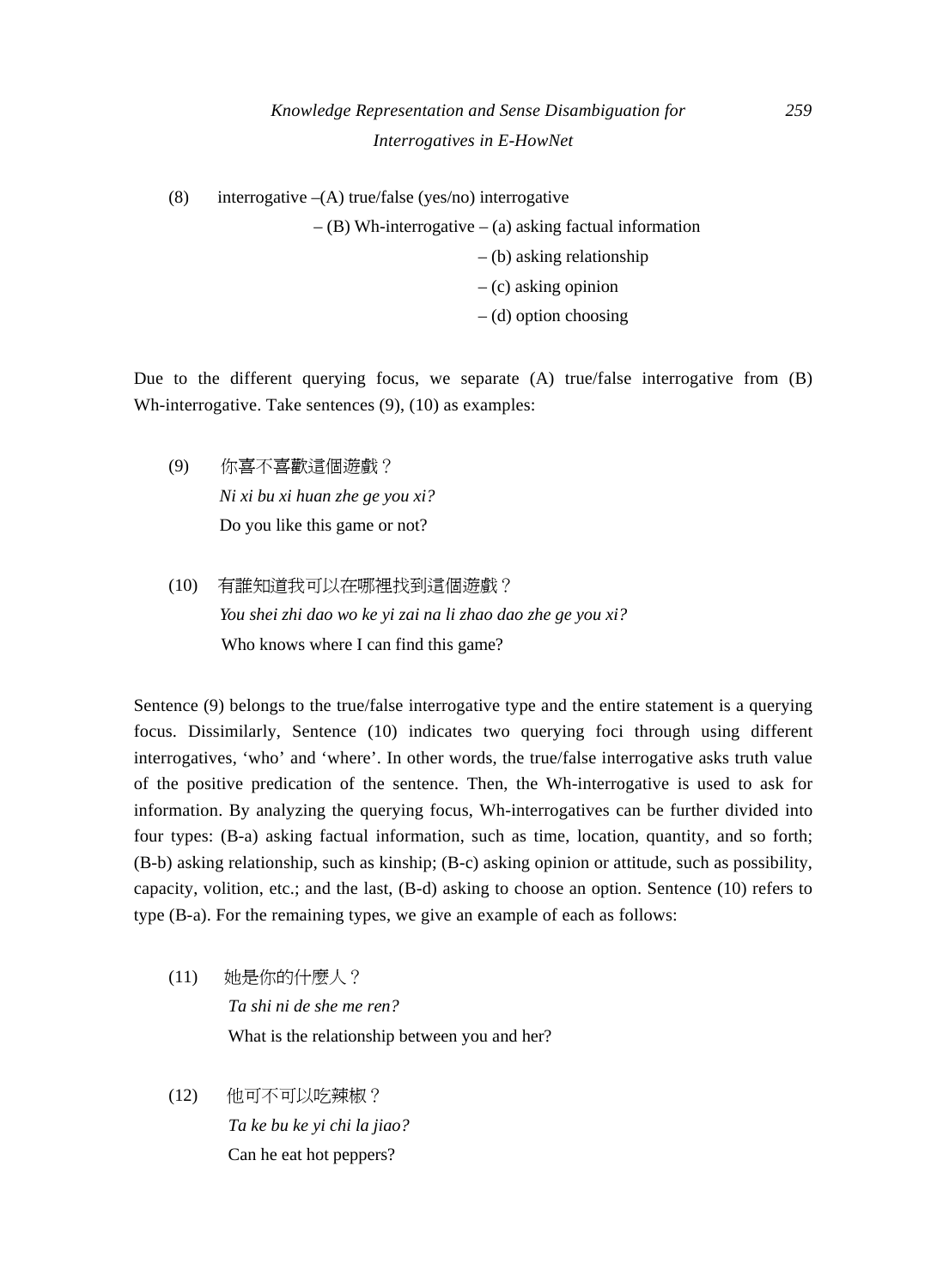(8) interrogative –(A) true/false (yes/no) interrogative

– (B) Wh-interrogative – (a) asking factual information

– (b) asking relationship

– (c) asking opinion

– (d) option choosing

Due to the different querying focus, we separate (A) true/false interrogative from (B) Wh-interrogative. Take sentences (9), (10) as examples:

(9) 你喜不喜歡這個遊戲？
*Ni xi bu xi huan zhe ge you xi?*
Do you like this game or not?

(10) 有誰知道我可以在哪裡找到這個遊戲？
*You shei zhi dao wo ke yi zai na li zhao dao zhe ge you xi?*
Who knows where I can find this game?

Sentence (9) belongs to the true/false interrogative type and the entire statement is a querying focus. Dissimilarly, Sentence (10) indicates two querying foci through using different interrogatives, 'who' and 'where'. In other words, the true/false interrogative asks truth value of the positive predication of the sentence. Then, the Wh-interrogative is used to ask for information. By analyzing the querying focus, Wh-interrogatives can be further divided into four types: (B-a) asking factual information, such as time, location, quantity, and so forth; (B-b) asking relationship, such as kinship; (B-c) asking opinion or attitude, such as possibility, capacity, volition, etc.; and the last, (B-d) asking to choose an option. Sentence (10) refers to type (B-a). For the remaining types, we give an example of each as follows:

(11) 她是你的什麼人？
*Ta shi ni de she me ren?*
What is the relationship between you and her?

(12) 他可不可以吃辣椒？
*Ta ke bu ke yi chi la jiao?*
Can he eat hot peppers?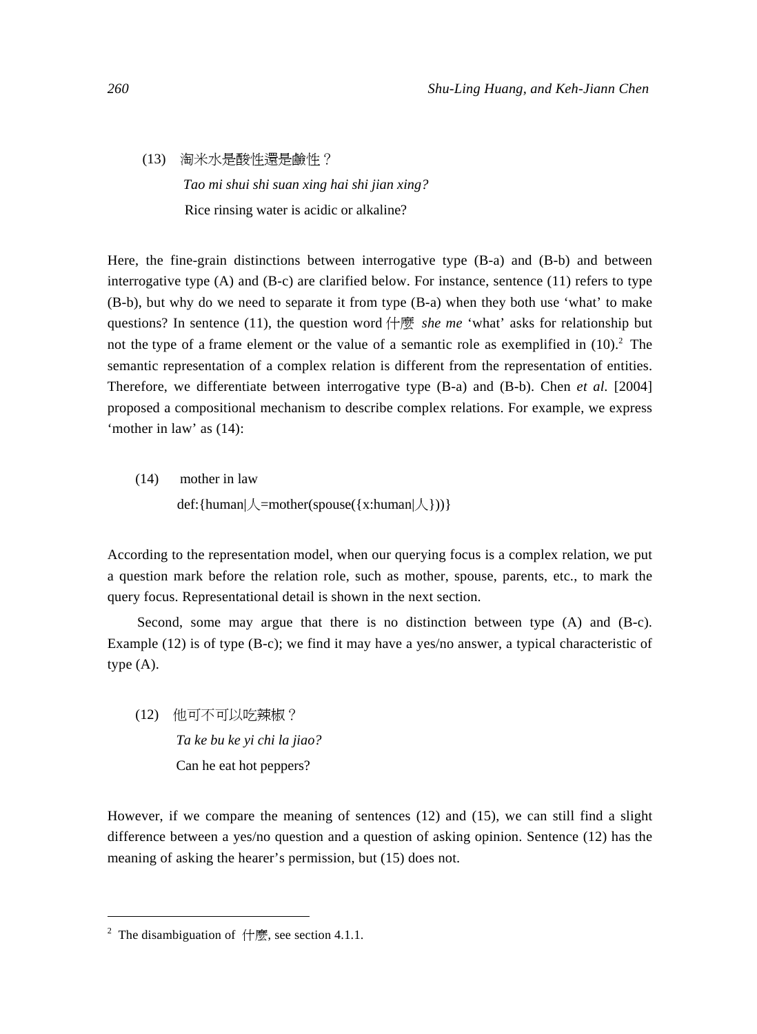(13) 淘米水是酸性還是鹼性？

*Tao mi shui shi suan xing hai shi jian xing?*

Rice rinsing water is acidic or alkaline?

Here, the fine-grain distinctions between interrogative type (B-a) and (B-b) and between interrogative type (A) and (B-c) are clarified below. For instance, sentence (11) refers to type (B-b), but why do we need to separate it from type (B-a) when they both use 'what' to make questions? In sentence (11), the question word 什麼 *she me* 'what' asks for relationship but not the type of a frame element or the value of a semantic role as exemplified in (10).[2] The semantic representation of a complex relation is different from the representation of entities. Therefore, we differentiate between interrogative type (B-a) and (B-b). Chen *et al.* [2004] proposed a compositional mechanism to describe complex relations. For example, we express 'mother in law' as (14):

(14) mother in law

def:{human|人=mother(spouse({x:human|人}))}

According to the representation model, when our querying focus is a complex relation, we put a question mark before the relation role, such as mother, spouse, parents, etc., to mark the query focus. Representational detail is shown in the next section.

Second, some may argue that there is no distinction between type (A) and (B-c). Example (12) is of type (B-c); we find it may have a yes/no answer, a typical characteristic of type (A).

(12) 他可不可以吃辣椒？

*Ta ke bu ke yi chi la jiao?*

Can he eat hot peppers?

However, if we compare the meaning of sentences (12) and (15), we can still find a slight difference between a yes/no question and a question of asking opinion. Sentence (12) has the meaning of asking the hearer's permission, but (15) does not.

---

[2] The disambiguation of 什麼, see section 4.1.1.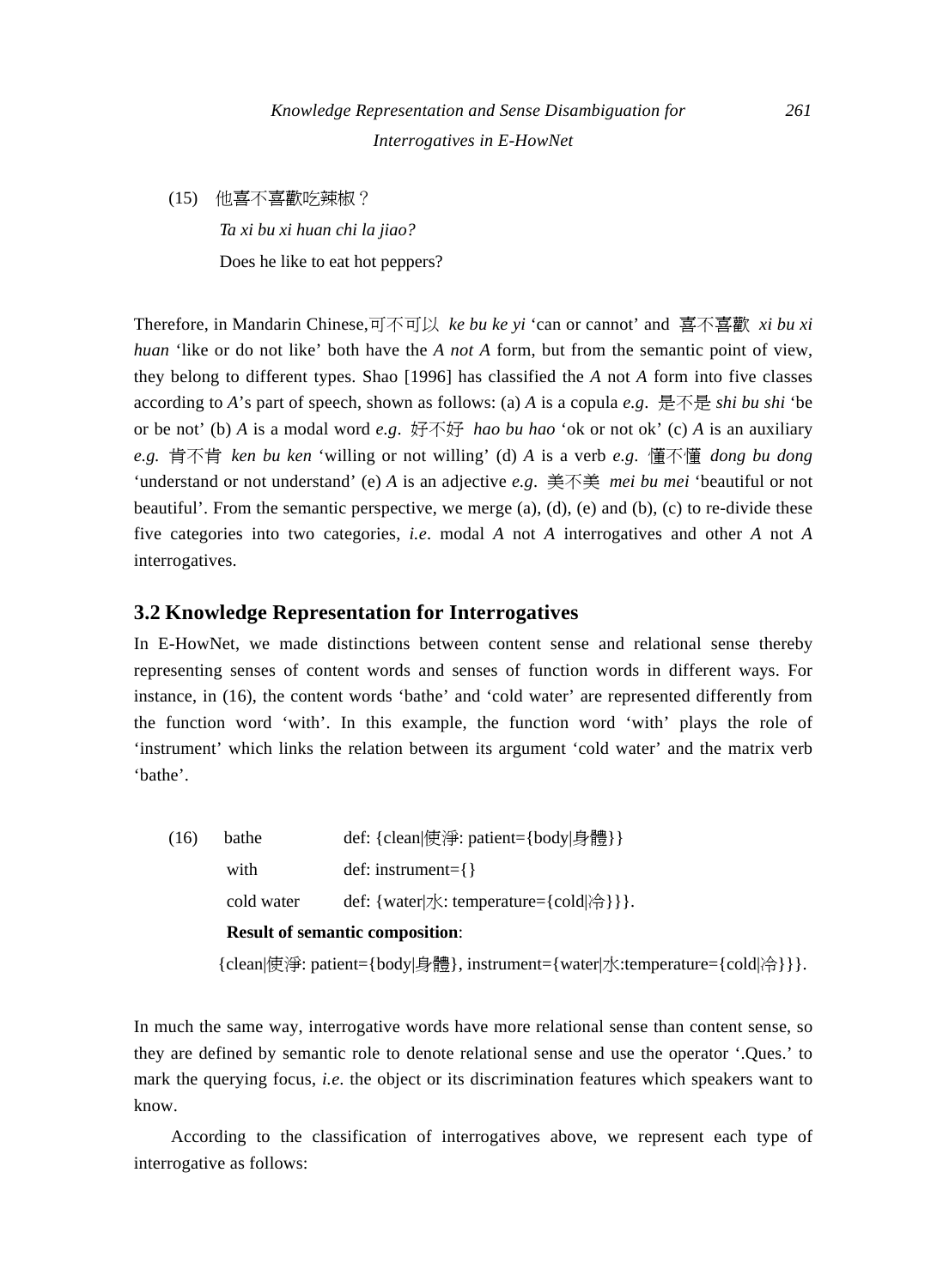(15) 他喜不喜歡吃辣椒？

*Ta xi bu xi huan chi la jiao?*

Does he like to eat hot peppers?

Therefore, in Mandarin Chinese,可不可以 *ke bu ke yi* ‘can or cannot’ and 喜不喜歡 *xi bu xi huan* ‘like or do not like’ both have the *A not A* form, but from the semantic point of view, they belong to different types. Shao [1996] has classified the *A* not *A* form into five classes according to *A*’s part of speech, shown as follows: (a) *A* is a copula ***e.g***. 是不是 ***shi bu shi*** ‘be or be not’ (b) *A* is a modal word ***e.g***. 好不好 *hao bu hao* ‘ok or not ok’ (c) *A* is an auxiliary *e.g.* 肯不肯 *ken bu ken* ‘willing or not willing’ (d) *A* is a verb *e.g*. 懂不懂 *dong bu dong* ‘understand or not understand’ (e) *A* is an adjective *e.g*. 美不美 *mei bu mei* ‘beautiful or not beautiful’. From the semantic perspective, we merge (a), (d), (e) and (b), (c) to re-divide these five categories into two categories, *i.e*. modal *A* not *A* interrogatives and other *A* not *A* interrogatives.

## 3.2 Knowledge Representation for Interrogatives

In E-HowNet, we made distinctions between content sense and relational sense thereby representing senses of content words and senses of function words in different ways. For instance, in (16), the content words ‘bathe’ and ‘cold water’ are represented differently from the function word ‘with’. In this example, the function word ‘with’ plays the role of ‘instrument’ which links the relation between its argument ‘cold water’ and the matrix verb ‘bathe’.

(16) bathe def: {clean|使淨: patient={body|身體}}

with def: instrument={}

cold water def: {water|水: temperature={cold|冷}}}.

**Result of semantic composition**:

{clean|使淨: patient={body|身體}, instrument={water|水:temperature={cold|冷}}}.

In much the same way, interrogative words have more relational sense than content sense, so they are defined by semantic role to denote relational sense and use the operator ‘.Ques.’ to mark the querying focus, *i.e*. the object or its discrimination features which speakers want to know.

According to the classification of interrogatives above, we represent each type of interrogative as follows: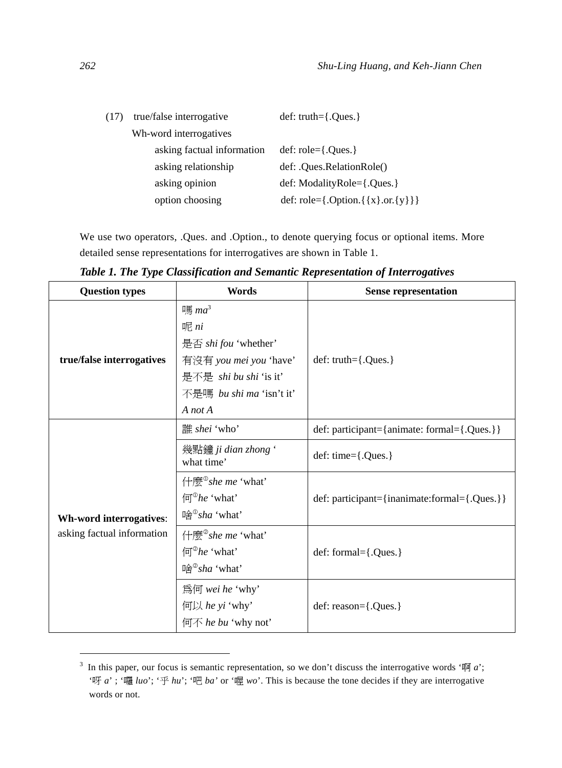(17) true/false interrogative def: truth={.Ques.}

Wh-word interrogatives

- asking factual information def: role={.Ques.}
- asking relationship def: .Ques.RelationRole()
- asking opinion def: ModalityRole={.Ques.}
- option choosing def: role={.Option.{{x}.or.{y}}}

We use two operators, .Ques. and .Option., to denote querying focus or optional items. More detailed sense representations for interrogatives are shown in Table 1.

***Table 1. The Type Classification and Semantic Representation of Interrogatives***

| Question types | Words | Sense representation |
|---|---|---|
| **true/false interrogatives** | 嗎 *ma*[3]<br>呢 *ni*<br>是否 *shi fou* 'whether'<br>有沒有 *you mei you* 'have'<br>是不是 *shi bu shi* 'is it'<br>不是嗎 *bu shi ma* 'isn't it'<br>*A not A* | def: truth={.Ques.} |
| **Wh-word interrogatives**: asking factual information | 誰 *shei* 'who' | def: participant={animate: formal={.Ques.}} |
| | 幾點鐘 *ji dian zhong* 'what time' | def: time={.Ques.} |
| | 什麼①*she me* 'what'<br>何①*he* 'what'<br>啥①*sha* 'what' | def: participant={inanimate:formal={.Ques.}} |
| | 什麼②*she me* 'what'<br>何②*he* 'what'<br>啥②*sha* 'what' | def: formal={.Ques.} |
| | 爲何 *wei he* 'why'<br>何以 *he yi* 'why'<br>何不 *he bu* 'why not' | def: reason={.Ques.} |

[3] In this paper, our focus is semantic representation, so we don't discuss the interrogative words '啊 *a*'; '呀 *a*' ; '囉 *luo*'; '乎 *hu*'; '吧 *ba*' or '喔 *wo*'. This is because the tone decides if they are interrogative words or not.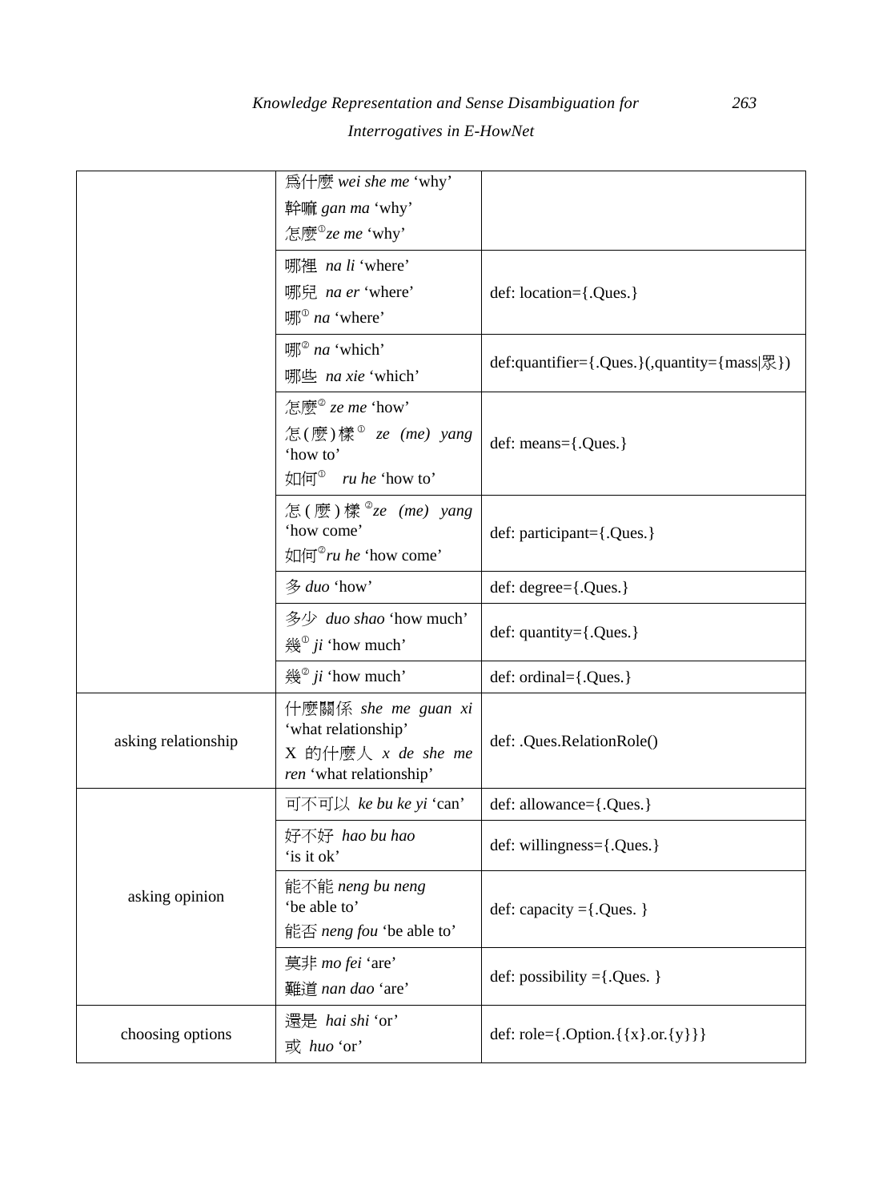| | | |
|---|---|---|
| | 爲什麼 *wei she me* ‘why’<br>幹嘛 *gan ma* ‘why’<br>怎麼①*ze me* ‘why’ | |
| | 哪裡 *na li* ‘where’<br>哪兒 *na er* ‘where’<br>哪① *na* ‘where’ | def: location={.Ques.} |
| | 哪② *na* ‘which’<br>哪些 *na xie* ‘which’ | def:quantifier={.Ques.}(,quantity={mass\|眾}) |
| | 怎麼② *ze me* ‘how’<br>怎(麼)樣① *ze (me) yang* ‘how to’<br>如何① *ru he* ‘how to’ | def: means={.Ques.} |
| | 怎(麼)樣②*ze (me) yang* ‘how come’<br>如何②*ru he* ‘how come’ | def: participant={.Ques.} |
| | 多 *duo* ‘how’ | def: degree={.Ques.} |
| | 多少 *duo shao* ‘how much’<br>幾① *ji* ‘how much’ | def: quantity={.Ques.} |
| | 幾② *ji* ‘how much’ | def: ordinal={.Ques.} |
| asking relationship | 什麼關係 *she me guan xi* ‘what relationship’<br>X 的什麼人 *x de she me ren* ‘what relationship’ | def: .Ques.RelationRole() |
| asking opinion | 可不可以 *ke bu ke yi* ‘can’ | def: allowance={.Ques.} |
| | 好不好 *hao bu hao* ‘is it ok’ | def: willingness={.Ques.} |
| | 能不能 *neng bu neng* ‘be able to’<br>能否 *neng fou* ‘be able to’ | def: capacity ={.Ques. } |
| | 莫非 *mo fei* ‘are’<br>難道 *nan dao* ‘are’ | def: possibility ={.Ques. } |
| choosing options | 還是 *hai shi* ‘or’<br>或 *huo* ‘or’ | def: role={.Option.{{x}.or.{y}}} |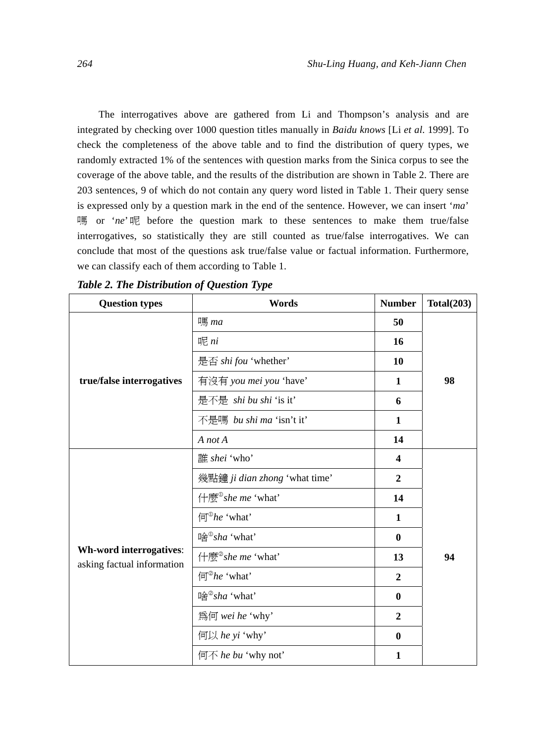The interrogatives above are gathered from Li and Thompson's analysis and are integrated by checking over 1000 question titles manually in *Baidu knows* [Li *et al*. 1999]. To check the completeness of the above table and to find the distribution of query types, we randomly extracted 1% of the sentences with question marks from the Sinica corpus to see the coverage of the above table, and the results of the distribution are shown in Table 2. There are 203 sentences, 9 of which do not contain any query word listed in Table 1. Their query sense is expressed only by a question mark in the end of the sentence. However, we can insert '*ma*' 嗎 or '*ne*' 呢 before the question mark to these sentences to make them true/false interrogatives, so statistically they are still counted as true/false interrogatives. We can conclude that most of the questions ask true/false value or factual information. Furthermore, we can classify each of them according to Table 1.

***Table 2. The Distribution of Question Type***

| Question types | Words | Number | Total(203) |
|---|---|---|---|
| **true/false interrogatives** | 嗎 *ma* | **50** | **98** |
| | 呢 *ni* | **16** | |
| | 是否 *shi fou* 'whether' | **10** | |
| | 有沒有 *you mei you* 'have' | **1** | |
| | 是不是 *shi bu shi* 'is it' | **6** | |
| | 不是嗎 *bu shi ma* 'isn't it' | **1** | |
| | *A not A* | **14** | |
| **Wh-word interrogatives**: asking factual information | 誰 *shei* 'who' | **4** | **94** |
| | 幾點鐘 *ji dian zhong* 'what time' | **2** | |
| | 什麼①*she me* 'what' | **14** | |
| | 何①*he* 'what' | **1** | |
| | 啥①*sha* 'what' | **0** | |
| | 什麼②*she me* 'what' | **13** | |
| | 何②*he* 'what' | **2** | |
| | 啥②*sha* 'what' | **0** | |
| | 爲何 *wei he* 'why' | **2** | |
| | 何以 *he yi* 'why' | **0** | |
| | 何不 *he bu* 'why not' | **1** | |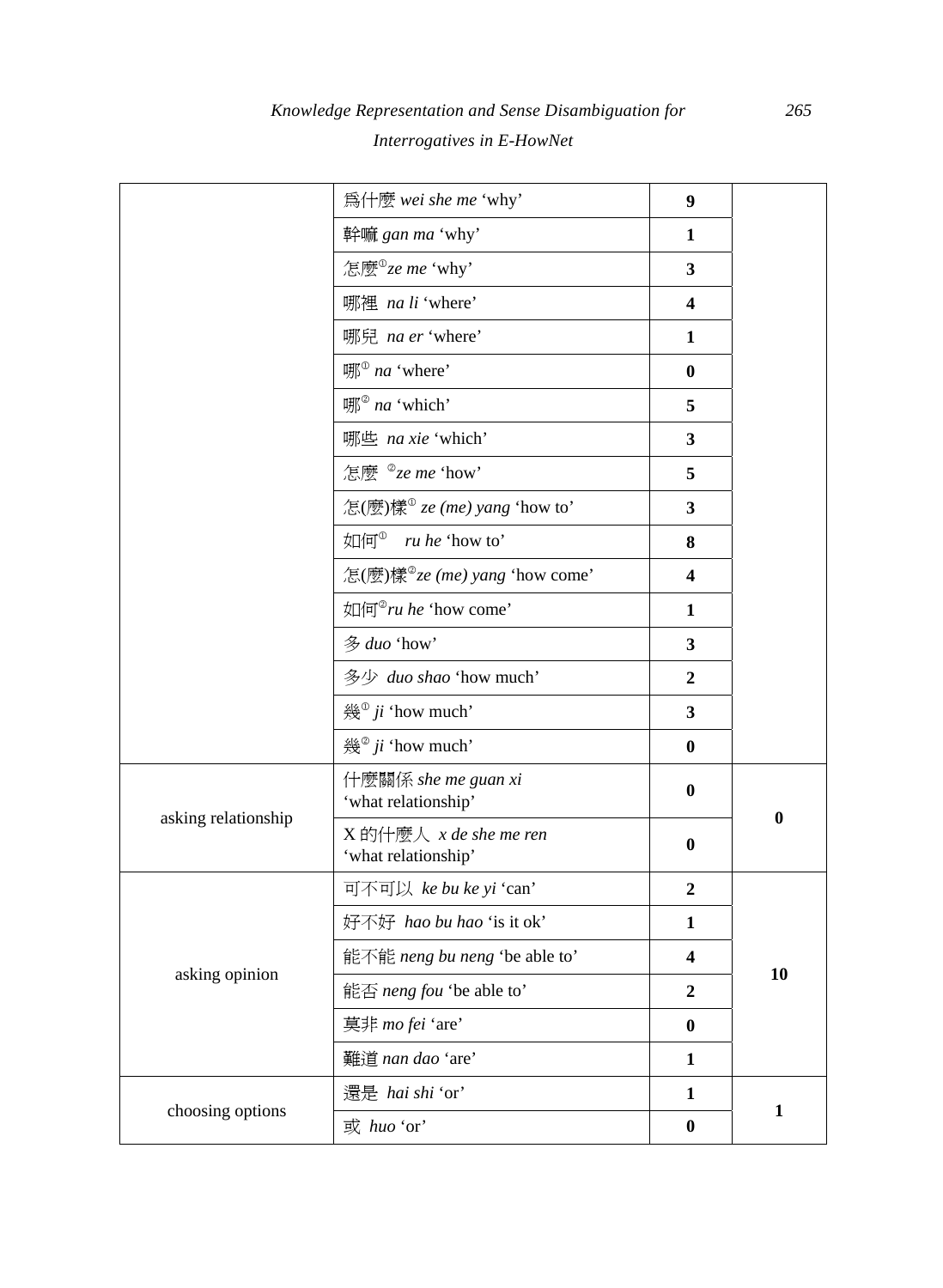| | | | |
|---|---|---|---|
| | 爲什麼 *wei she me* ‘why’ | **9** | |
| | 幹嘛 *gan ma* ‘why’ | **1** | |
| | 怎麼①*ze me* ‘why’ | **3** | |
| | 哪裡 *na li* ‘where’ | **4** | |
| | 哪兒 *na er* ‘where’ | **1** | |
| | 哪① *na* ‘where’ | **0** | |
| | 哪② *na* ‘which’ | **5** | |
| | 哪些 *na xie* ‘which’ | **3** | |
| | 怎麼 ②*ze me* ‘how’ | **5** | |
| | 怎(麼)樣① *ze (me) yang* ‘how to’ | **3** | |
| | 如何① *ru he* ‘how to’ | **8** | |
| | 怎(麼)樣②*ze (me) yang* ‘how come’ | **4** | |
| | 如何②*ru he* ‘how come’ | **1** | |
| | 多 *duo* ‘how’ | **3** | |
| | 多少 *duo shao* ‘how much’ | **2** | |
| | 幾① *ji* ‘how much’ | **3** | |
| | 幾② *ji* ‘how much’ | **0** | |
| asking relationship | 什麼關係 *she me guan xi* ‘what relationship’ | **0** | **0** |
| | X 的什麼人 *x de she me ren* ‘what relationship’ | **0** | |
| asking opinion | 可不可以 *ke bu ke yi* ‘can’ | **2** | **10** |
| | 好不好 *hao bu hao* ‘is it ok’ | **1** | |
| | 能不能 *neng bu neng* ‘be able to’ | **4** | |
| | 能否 *neng fou* ‘be able to’ | **2** | |
| | 莫非 *mo fei* ‘are’ | **0** | |
| | 難道 *nan dao* ‘are’ | **1** | |
| choosing options | 還是 *hai shi* ‘or’ | **1** | **1** |
| | 或 *huo* ‘or’ | **0** | |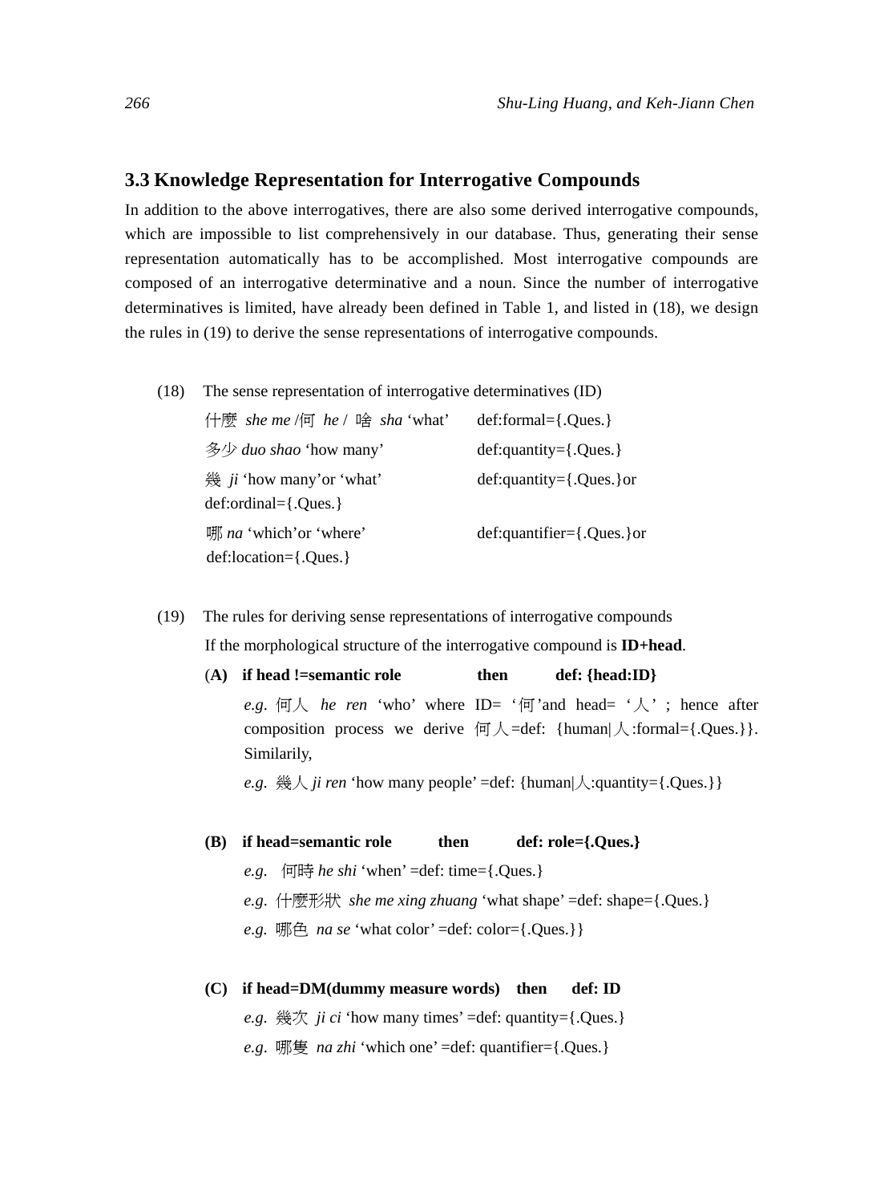### 3.3 Knowledge Representation for Interrogative Compounds

In addition to the above interrogatives, there are also some derived interrogative compounds, which are impossible to list comprehensively in our database. Thus, generating their sense representation automatically has to be accomplished. Most interrogative compounds are composed of an interrogative determinative and a noun. Since the number of interrogative determinatives is limited, have already been defined in Table 1, and listed in (18), we design the rules in (19) to derive the sense representations of interrogative compounds.

(18) The sense representation of interrogative determinatives (ID)

什麼 *she me* /何 *he* / 啥 *sha* 'what' def:formal={.Ques.}

多少 *duo shao* 'how many' def:quantity={.Ques.}

幾 *ji* 'how many'or 'what' def:quantity={.Ques.}or def:ordinal={.Ques.}

哪 *na* 'which'or 'where' def:quantifier={.Ques.}or def:location={.Ques.}

(19) The rules for deriving sense representations of interrogative compounds

If the morphological structure of the interrogative compound is **ID+head**.

(**A**) **if head !=semantic role then def: {head:ID}**

*e.g*. 何人 *he ren* 'who' where ID= '何'and head= '人' ; hence after composition process we derive 何人=def: {human|人:formal={.Ques.}}. Similarly,

*e.g*. 幾人 *ji ren* 'how many people' =def: {human|人:quantity={.Ques.}}

**(B) if head=semantic role then def: role={.Ques.}**

*e.g*. 何時 *he shi* 'when' =def: time={.Ques.}

*e.g*. 什麼形狀 *she me xing zhuang* 'what shape' =def: shape={.Ques.}

*e.g.* 哪色 *na se* 'what color' =def: color={.Ques.}}

**(C) if head=DM(dummy measure words) then def: ID**

*e.g*. 幾次 *ji ci* 'how many times' =def: quantity={.Ques.}

*e.g*. 哪隻 *na zhi* 'which one' =def: quantifier={.Ques.}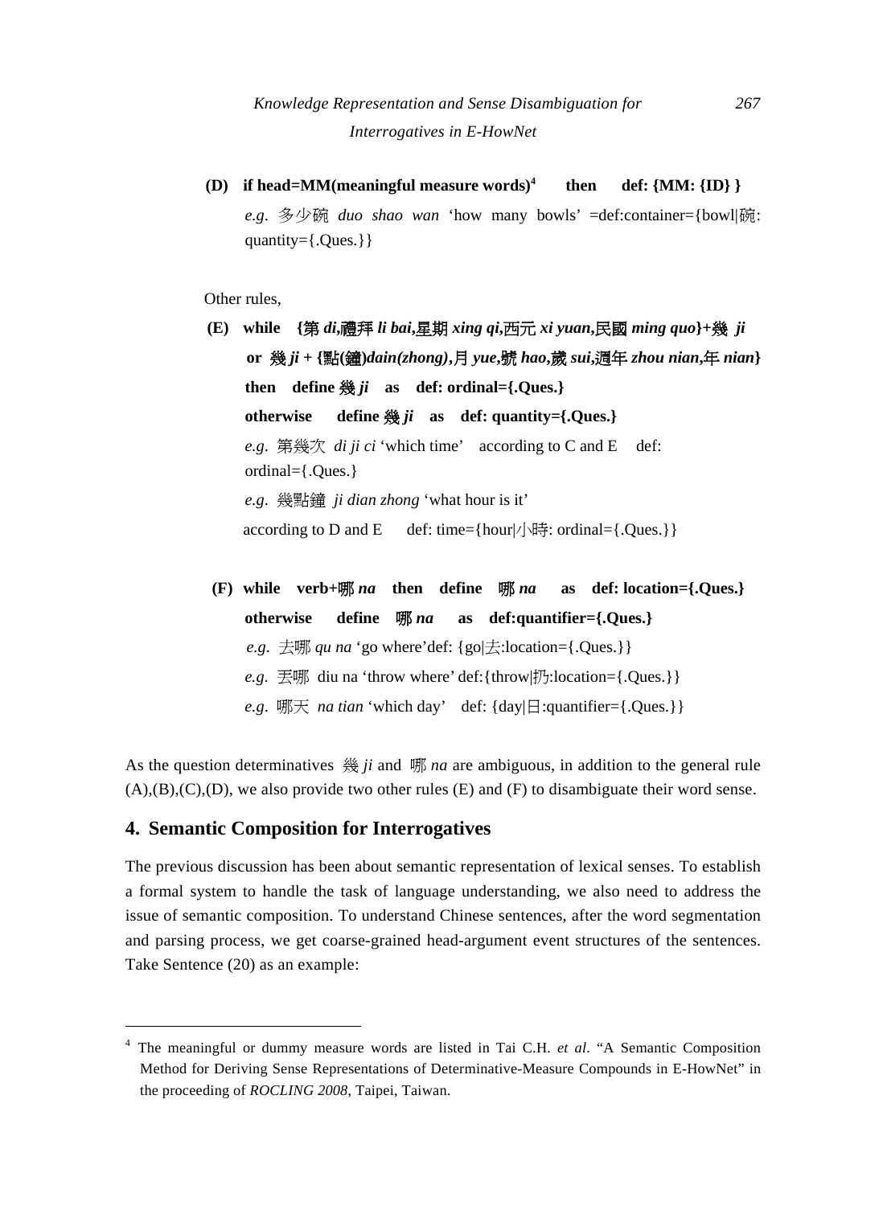**(D) if head=MM(meaningful measure words)[4] then def: {MM: {ID} }**

*e.g*. 多少碗 *duo shao wan* 'how many bowls' =def:container={bowl|碗: quantity={.Ques.}}

Other rules,

**(E) while {第 *di*,禮拜 *li bai*,星期 *xing qi*,西元 *xi yuan*,民國 *ming quo*}+幾 *ji***
**or 幾 *ji* + {點(鐘)*dain(zhong)*,月 *yue*,號 *hao*,歲 *sui*,週年 *zhou nian*,年 *nian*}**
**then define 幾 *ji* as def: ordinal={.Ques.}**
**otherwise define 幾 *ji* as def: quantity={.Ques.}**

*e.g*. 第幾次 *di ji ci* 'which time' according to C and E def: ordinal={.Ques.}

*e.g*. 幾點鐘 *ji dian zhong* 'what hour is it'
according to D and E def: time={hour|小時: ordinal={.Ques.}}

**(F) while verb+哪 *na* then define 哪 *na* as def: location={.Ques.}**
**otherwise define 哪 *na* as def:quantifier={.Ques.}**

*e.g*. 去哪 *qu na* 'go where'def: {go|去:location={.Ques.}}

*e.g*. 丟哪 diu na 'throw where' def:{throw|扔:location={.Ques.}}

*e.g*. 哪天 *na tian* 'which day' def: {day|日:quantifier={.Ques.}}

As the question determinatives 幾 *ji* and 哪 *na* are ambiguous, in addition to the general rule (A),(B),(C),(D), we also provide two other rules (E) and (F) to disambiguate their word sense.

## 4. Semantic Composition for Interrogatives

The previous discussion has been about semantic representation of lexical senses. To establish a formal system to handle the task of language understanding, we also need to address the issue of semantic composition. To understand Chinese sentences, after the word segmentation and parsing process, we get coarse-grained head-argument event structures of the sentences. Take Sentence (20) as an example:

---

[4] The meaningful or dummy measure words are listed in Tai C.H. *et al*. "A Semantic Composition Method for Deriving Sense Representations of Determinative-Measure Compounds in E-HowNet" in the proceeding of *ROCLING 2008*, Taipei, Taiwan.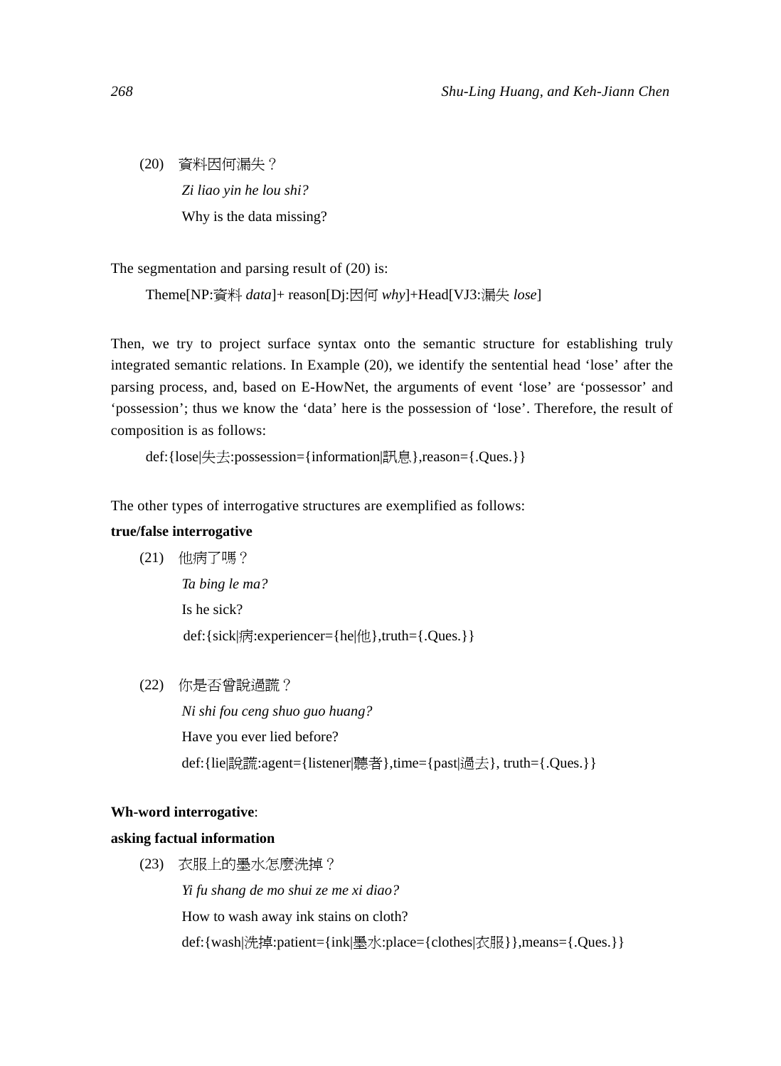(20) 資料因何漏失？

*Zi liao yin he lou shi?*

Why is the data missing?

The segmentation and parsing result of (20) is:

Theme[NP:資料 *data*]+ reason[Dj:因何 *why*]+Head[VJ3:漏失 *lose*]

Then, we try to project surface syntax onto the semantic structure for establishing truly integrated semantic relations. In Example (20), we identify the sentential head 'lose' after the parsing process, and, based on E-HowNet, the arguments of event 'lose' are 'possessor' and 'possession'; thus we know the 'data' here is the possession of 'lose'. Therefore, the result of composition is as follows:

def:{lose|失去:possession={information|訊息},reason={.Ques.}}

The other types of interrogative structures are exemplified as follows:

**true/false interrogative**

(21) 他病了嗎？

*Ta bing le ma?*

Is he sick?

def:{sick|病:experiencer={he|他},truth={.Ques.}}

(22) 你是否曾說過謊？

*Ni shi fou ceng shuo guo huang?*

Have you ever lied before?

def:{lie|說謊:agent={listener|聽者},time={past|過去}, truth={.Ques.}}

**Wh-word interrogative**:

**asking factual information**

(23) 衣服上的墨水怎麼洗掉？

*Yi fu shang de mo shui ze me xi diao?*

How to wash away ink stains on cloth?

def:{wash|洗掉:patient={ink|墨水:place={clothes|衣服}},means={.Ques.}}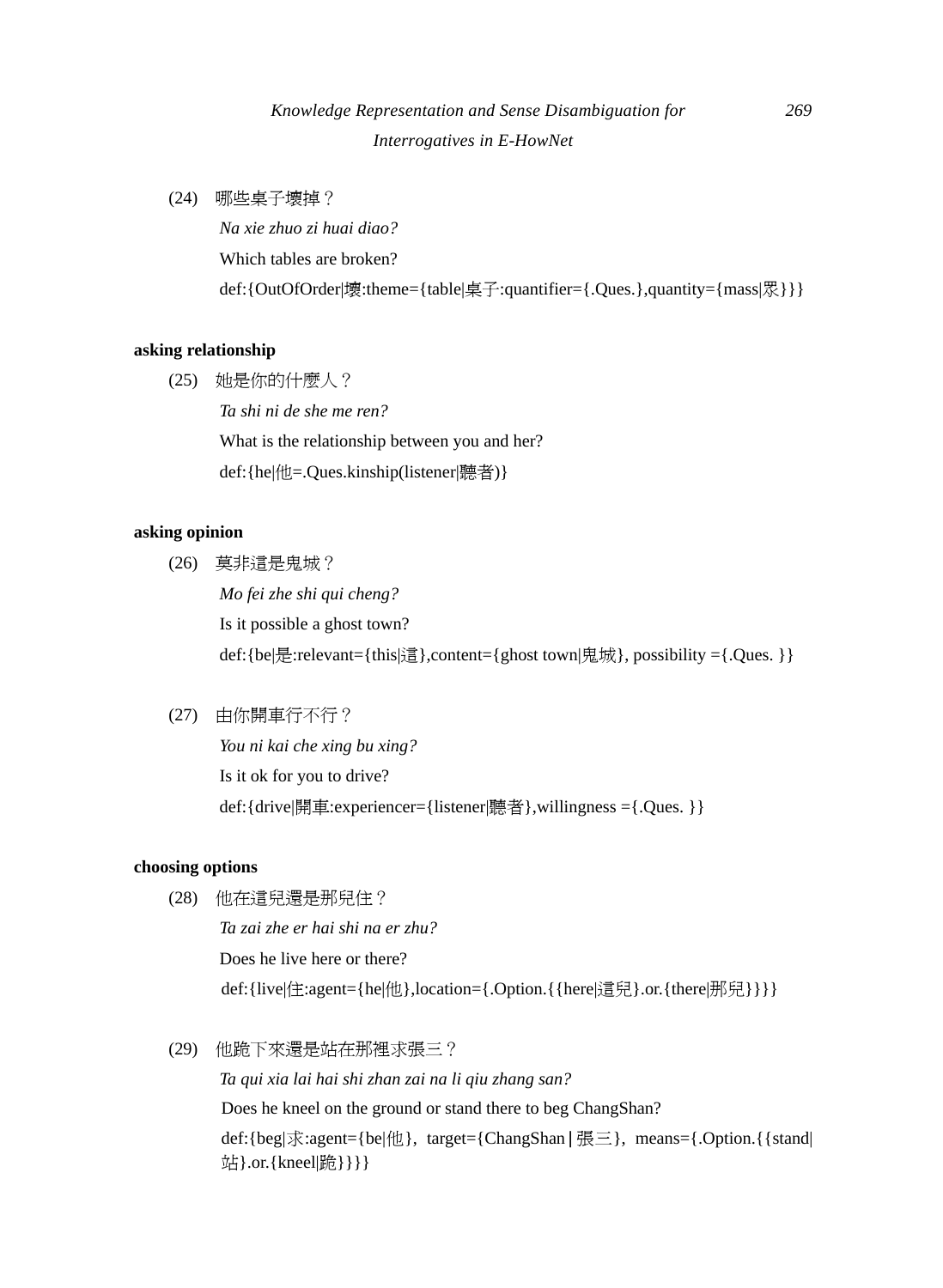(24) 哪些桌子壞掉？

*Na xie zhuo zi huai diao?*

Which tables are broken?

def:{OutOfOrder|壞:theme={table|桌子:quantifier={.Ques.},quantity={mass|眾}}}

**asking relationship**

(25) 她是你的什麼人？

*Ta shi ni de she me ren?*

What is the relationship between you and her?

def:{he|他=.Ques.kinship(listener|聽者)}

**asking opinion**

(26) 莫非這是鬼城？

*Mo fei zhe shi qui cheng?*

Is it possible a ghost town?

def:{be|是:relevant={this|這},content={ghost town|鬼城}, possibility ={.Ques. }}

(27) 由你開車行不行？

*You ni kai che xing bu xing?*

Is it ok for you to drive?

def:{drive|開車:experiencer={listener|聽者},willingness ={.Ques. }}

**choosing options**

(28) 他在這兒還是那兒住？

*Ta zai zhe er hai shi na er zhu?*

Does he live here or there?

def:{live|住:agent={he|他},location={.Option.{{here|這兒}.or.{there|那兒}}}}

(29) 他跪下來還是站在那裡求張三？

*Ta qui xia lai hai shi zhan zai na li qiu zhang san?*

Does he kneel on the ground or stand there to beg ChangShan?

def:{beg|求:agent={be|他}, target={ChangShan|張三}, means={.Option.{{stand|站}.or.{kneel|跪}}}}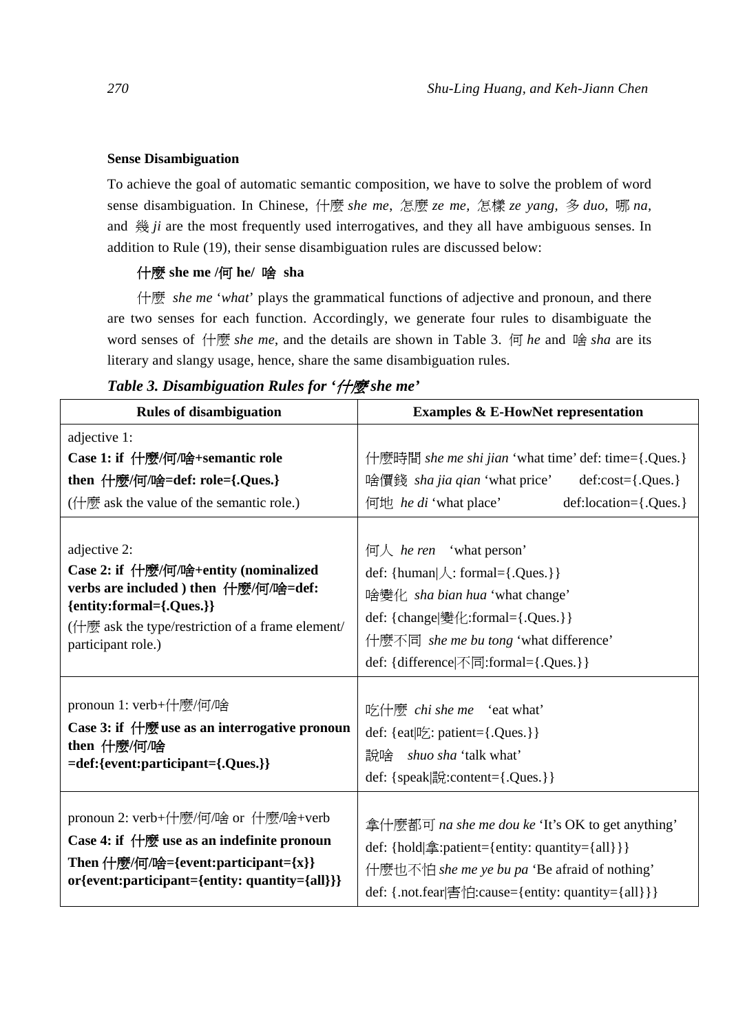**Sense Disambiguation**

To achieve the goal of automatic semantic composition, we have to solve the problem of word sense disambiguation. In Chinese, 什麼 *she me*, 怎麼 *ze me*, 怎樣 *ze yang*, 多 *duo*, 哪 *na*, and 幾 *ji* are the most frequently used interrogatives, and they all have ambiguous senses. In addition to Rule (19), their sense disambiguation rules are discussed below:

**什麼 she me /何 he/ 啥 sha**

什麼 *she me* '*what*' plays the grammatical functions of adjective and pronoun, and there are two senses for each function. Accordingly, we generate four rules to disambiguate the word senses of 什麼 *she me*, and the details are shown in Table 3. 何 *he* and 啥 *sha* are its literary and slangy usage, hence, share the same disambiguation rules.

***Table 3. Disambiguation Rules for '什麼 she me'***

| **Rules of disambiguation** | **Examples & E-HowNet representation** |
|---|---|
| adjective 1:<br>**Case 1: if 什麼/何/啥+semantic role then 什麼/何/啥=def: role={.Ques.}**<br>(什麼 ask the value of the semantic role.) | 什麼時間 *she me shi jian* 'what time' def: time={.Ques.}<br>啥價錢 *sha jia qian* 'what price' def:cost={.Ques.}<br>何地 *he di* 'what place' def:location={.Ques.} |
| adjective 2:<br>**Case 2: if 什麼/何/啥+entity (nominalized verbs are included ) then 什麼/何/啥=def: {entity:formal={.Ques.}}**<br>(什麼 ask the type/restriction of a frame element/ participant role.) | 何人 *he ren* 'what person'<br>def: {human\|人: formal={.Ques.}}<br>啥變化 *sha bian hua* 'what change'<br>def: {change\|變化:formal={.Ques.}}<br>什麼不同 *she me bu tong* 'what difference'<br>def: {difference\|不同:formal={.Ques.}} |
| pronoun 1: verb+什麼/何/啥<br>**Case 3: if 什麼 use as an interrogative pronoun then 什麼/何/啥 =def:{event:participant={.Ques.}}** | 吃什麼 *chi she me* 'eat what'<br>def: {eat\|吃: patient={.Ques.}}<br>說啥 *shuo sha* 'talk what'<br>def: {speak\|說:content={.Ques.}} |
| pronoun 2: verb+什麼/何/啥 or 什麼/啥+verb<br>**Case 4: if 什麼 use as an indefinite pronoun Then 什麼/何/啥={event:participant={x}} or{event:participant={entity: quantity={all}}}** | 拿什麼都可 *na she me dou ke* 'It's OK to get anything'<br>def: {hold\|拿:patient={entity: quantity={all}}}<br>什麼也不怕 *she me ye bu pa* 'Be afraid of nothing'<br>def: {.not.fear\|害怕:cause={entity: quantity={all}}} |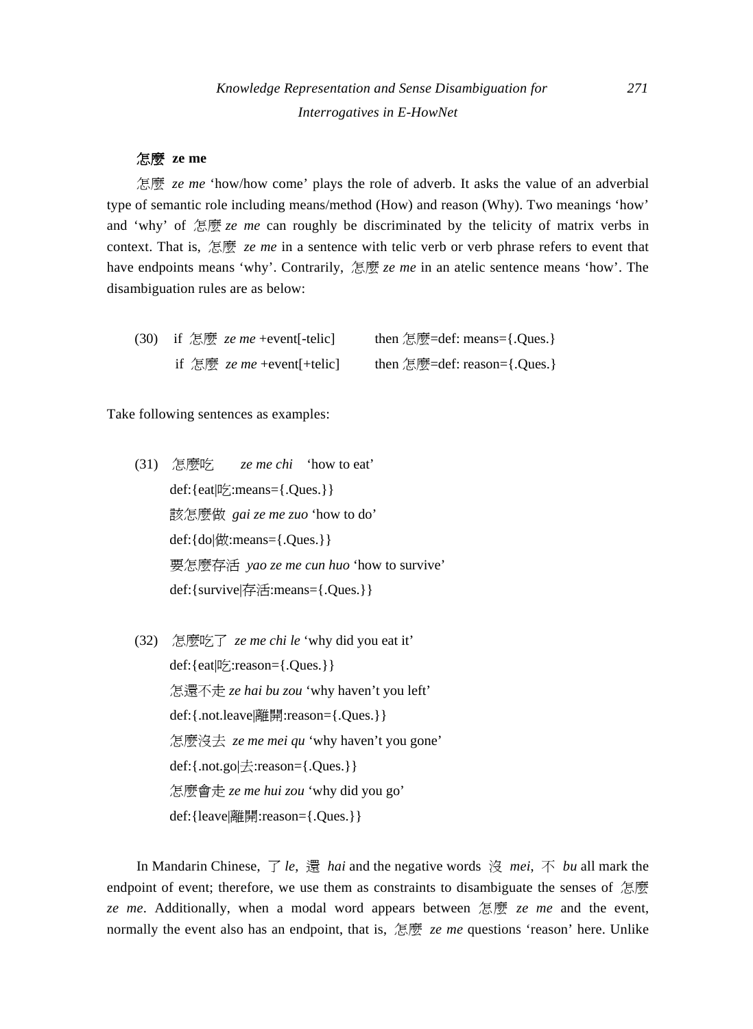**怎麼 ze me**

怎麼 *ze me* 'how/how come' plays the role of adverb. It asks the value of an adverbial type of semantic role including means/method (How) and reason (Why). Two meanings 'how' and 'why' of 怎麼 *ze me* can roughly be discriminated by the telicity of matrix verbs in context. That is, 怎麼 *ze me* in a sentence with telic verb or verb phrase refers to event that have endpoints means 'why'. Contrarily, 怎麼 *ze me* in an atelic sentence means 'how'. The disambiguation rules are as below:

(30) if 怎麼 *ze me* +event[-telic] then 怎麼=def: means={.Ques.}
   if 怎麼 *ze me* +event[+telic] then 怎麼=def: reason={.Ques.}

Take following sentences as examples:

(31) 怎麼吃 *ze me chi* 'how to eat'
   def:{eat|吃:means={.Ques.}}
   該怎麼做 *gai ze me zuo* 'how to do'
   def:{do|做:means={.Ques.}}
   要怎麼存活 *yao ze me cun huo* 'how to survive'
   def:{survive|存活:means={.Ques.}}

(32) 怎麼吃了 *ze me chi le* 'why did you eat it'
   def:{eat|吃:reason={.Ques.}}
   怎還不走 *ze hai bu zou* 'why haven't you left'
   def:{.not.leave|離開:reason={.Ques.}}
   怎麼沒去 *ze me mei qu* 'why haven't you gone'
   def:{.not.go|去:reason={.Ques.}}
   怎麼會走 *ze me hui zou* 'why did you go'
   def:{leave|離開:reason={.Ques.}}

In Mandarin Chinese, 了 *le*, 還 *hai* and the negative words 沒 *mei*, 不 *bu* all mark the endpoint of event; therefore, we use them as constraints to disambiguate the senses of 怎麼 *ze me*. Additionally, when a modal word appears between 怎麼 *ze me* and the event, normally the event also has an endpoint, that is, 怎麼 *ze me* questions 'reason' here. Unlike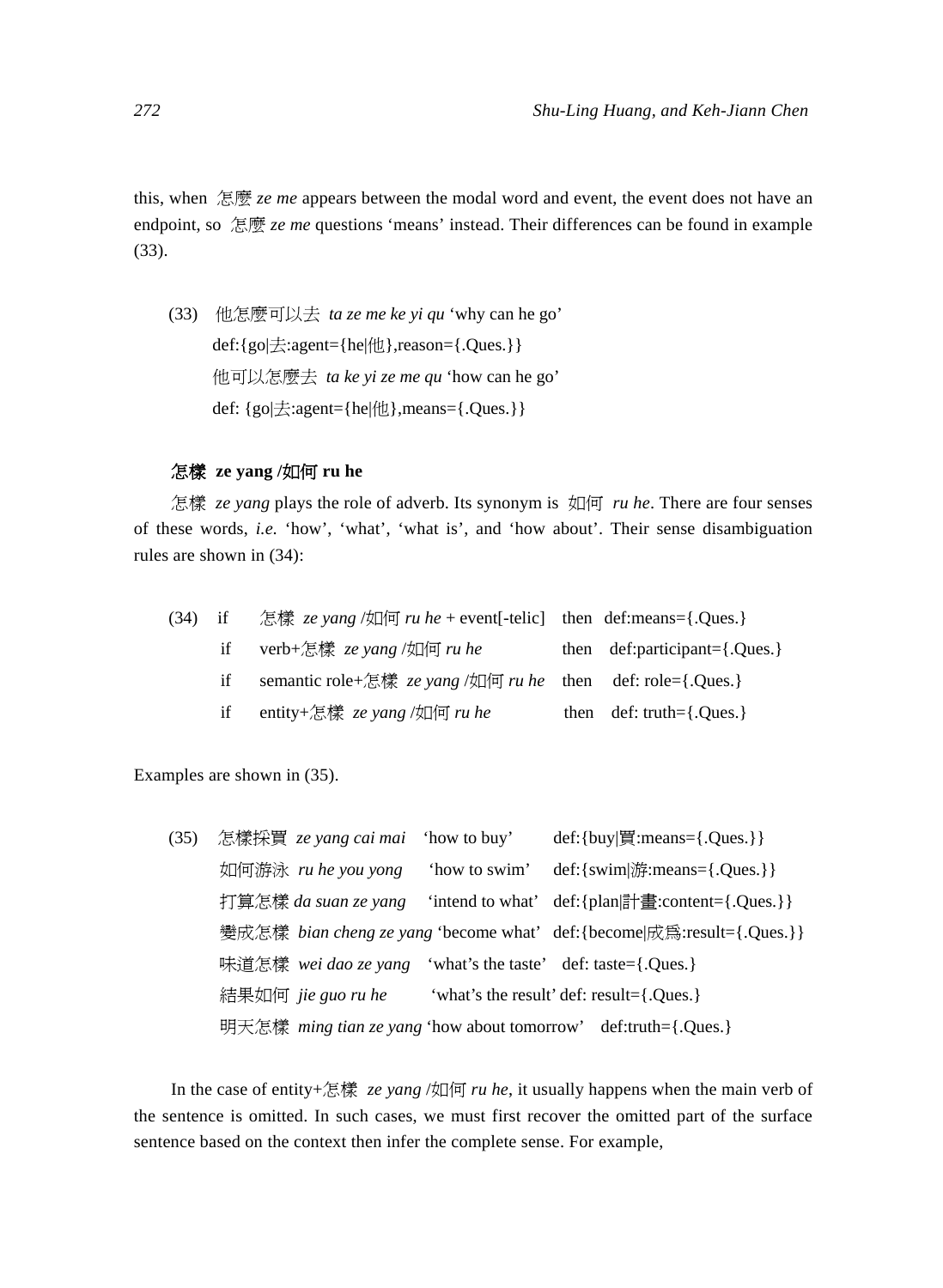this, when 怎麼 *ze me* appears between the modal word and event, the event does not have an endpoint, so 怎麼 *ze me* questions 'means' instead. Their differences can be found in example (33).

(33) 他怎麼可以去 *ta ze me ke yi qu* 'why can he go'
def:{go|去:agent={he|他},reason={.Ques.}}
他可以怎麼去 *ta ke yi ze me qu* 'how can he go'
def: {go|去:agent={he|他},means={.Ques.}}

**怎樣 ze yang /如何 ru he**

怎樣 *ze yang* plays the role of adverb. Its synonym is 如何 *ru he*. There are four senses of these words, *i.e.* 'how', 'what', 'what is', and 'how about'. Their sense disambiguation rules are shown in (34):

(34) if 怎樣 *ze yang* /如何 *ru he* + event[-telic] then def:means={.Ques.}
if verb+怎樣 *ze yang* /如何 *ru he* then def:participant={.Ques.}
if semantic role+怎樣 *ze yang* /如何 *ru he* then def: role={.Ques.}
if entity+怎樣 *ze yang* /如何 *ru he* then def: truth={.Ques.}

Examples are shown in (35).

(35) 怎樣採買 *ze yang cai mai* 'how to buy' def:{buy|買:means={.Ques.}}
如何游泳 *ru he you yong* 'how to swim' def:{swim|游:means={.Ques.}}
打算怎樣 *da suan ze yang* 'intend to what' def:{plan|計畫:content={.Ques.}}
變成怎樣 *bian cheng ze yang* 'become what' def:{become|成為:result={.Ques.}}
味道怎樣 *wei dao ze yang* 'what's the taste' def: taste={.Ques.}
結果如何 *jie guo ru he* 'what's the result' def: result={.Ques.}
明天怎樣 *ming tian ze yang* 'how about tomorrow' def:truth={.Ques.}

In the case of entity+怎樣 *ze yang* /如何 *ru he*, it usually happens when the main verb of the sentence is omitted. In such cases, we must first recover the omitted part of the surface sentence based on the context then infer the complete sense. For example,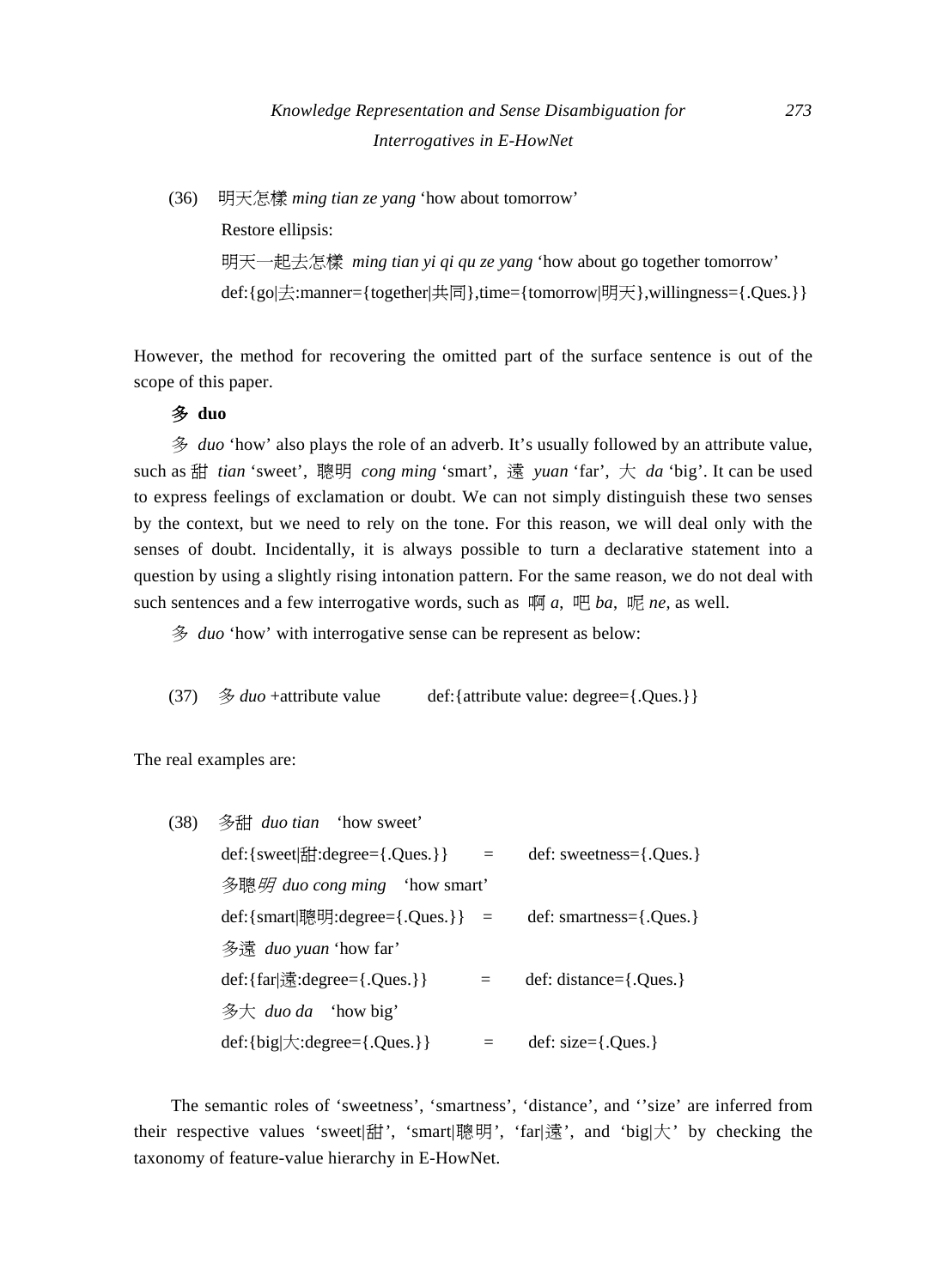(36) 明天怎樣 *ming tian ze yang* 'how about tomorrow'

Restore ellipsis:

明天一起去怎樣 *ming tian yi qi qu ze yang* 'how about go together tomorrow'

def:{go|去:manner={together|共同},time={tomorrow|明天},willingness={.Ques.}}

However, the method for recovering the omitted part of the surface sentence is out of the scope of this paper.

**多 duo**

多 *duo* 'how' also plays the role of an adverb. It's usually followed by an attribute value, such as 甜 *tian* 'sweet', 聰明 *cong ming* 'smart', 遠 *yuan* 'far', 大 *da* 'big'. It can be used to express feelings of exclamation or doubt. We can not simply distinguish these two senses by the context, but we need to rely on the tone. For this reason, we will deal only with the senses of doubt. Incidentally, it is always possible to turn a declarative statement into a question by using a slightly rising intonation pattern. For the same reason, we do not deal with such sentences and a few interrogative words, such as 啊 *a*, 吧 *ba*, 呢 *ne*, as well.

多 *duo* 'how' with interrogative sense can be represent as below:

(37) 多 *duo* +attribute value    def:{attribute value: degree={.Ques.}}

The real examples are:

(38) 多甜 *duo tian* 'how sweet'

def:{sweet|甜:degree={.Ques.}} = def: sweetness={.Ques.}

多聰明 *duo cong ming* 'how smart'

def:{smart|聰明:degree={.Ques.}} = def: smartness={.Ques.}

多遠 *duo yuan* 'how far'

def:{far|遠:degree={.Ques.}} = def: distance={.Ques.}

多大 *duo da* 'how big'

def:{big|大:degree={.Ques.}} = def: size={.Ques.}

The semantic roles of 'sweetness', 'smartness', 'distance', and '''size' are inferred from their respective values 'sweet|甜', 'smart|聰明', 'far|遠', and 'big|大' by checking the taxonomy of feature-value hierarchy in E-HowNet.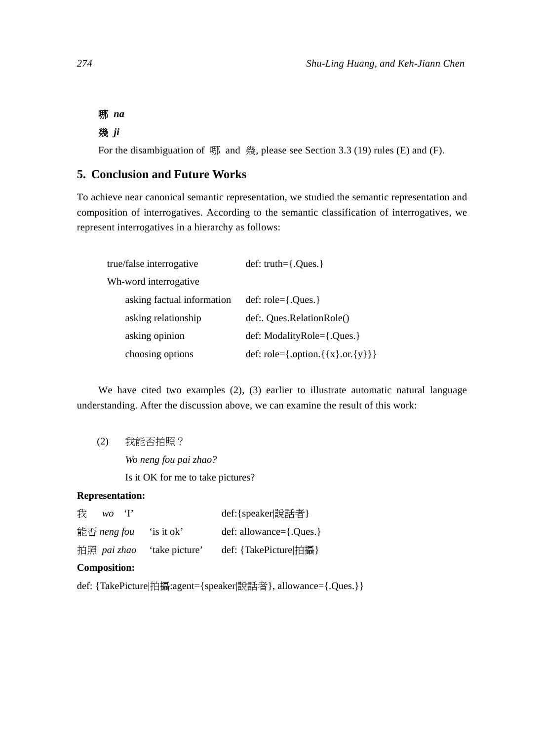**哪 *na***

**幾 *ji***

For the disambiguation of 哪 and 幾, please see Section 3.3 (19) rules (E) and (F).

## 5. Conclusion and Future Works

To achieve near canonical semantic representation, we studied the semantic representation and composition of interrogatives. According to the semantic classification of interrogatives, we represent interrogatives in a hierarchy as follows:

| | |
|---|---|
| true/false interrogative | def: truth={.Ques.} |
| Wh-word interrogative | |
| asking factual information | def: role={.Ques.} |
| asking relationship | def:. Ques.RelationRole() |
| asking opinion | def: ModalityRole={.Ques.} |
| choosing options | def: role={.option.{{x}.or.{y}}} |

We have cited two examples (2), (3) earlier to illustrate automatic natural language understanding. After the discussion above, we can examine the result of this work:

(2) 我能否拍照？

*Wo neng fou pai zhao?*

Is it OK for me to take pictures?

**Representation:**

| | | |
|---|---|---|
| 我 *wo* | ‘I’ | def:{speaker\|說話者} |
| 能否 *neng fou* | ‘is it ok’ | def: allowance={.Ques.} |
| 拍照 *pai zhao* | ‘take picture’ | def: {TakePicture\|拍攝} |

**Composition:**

def: {TakePicture|拍攝:agent={speaker|說話者}, allowance={.Ques.}}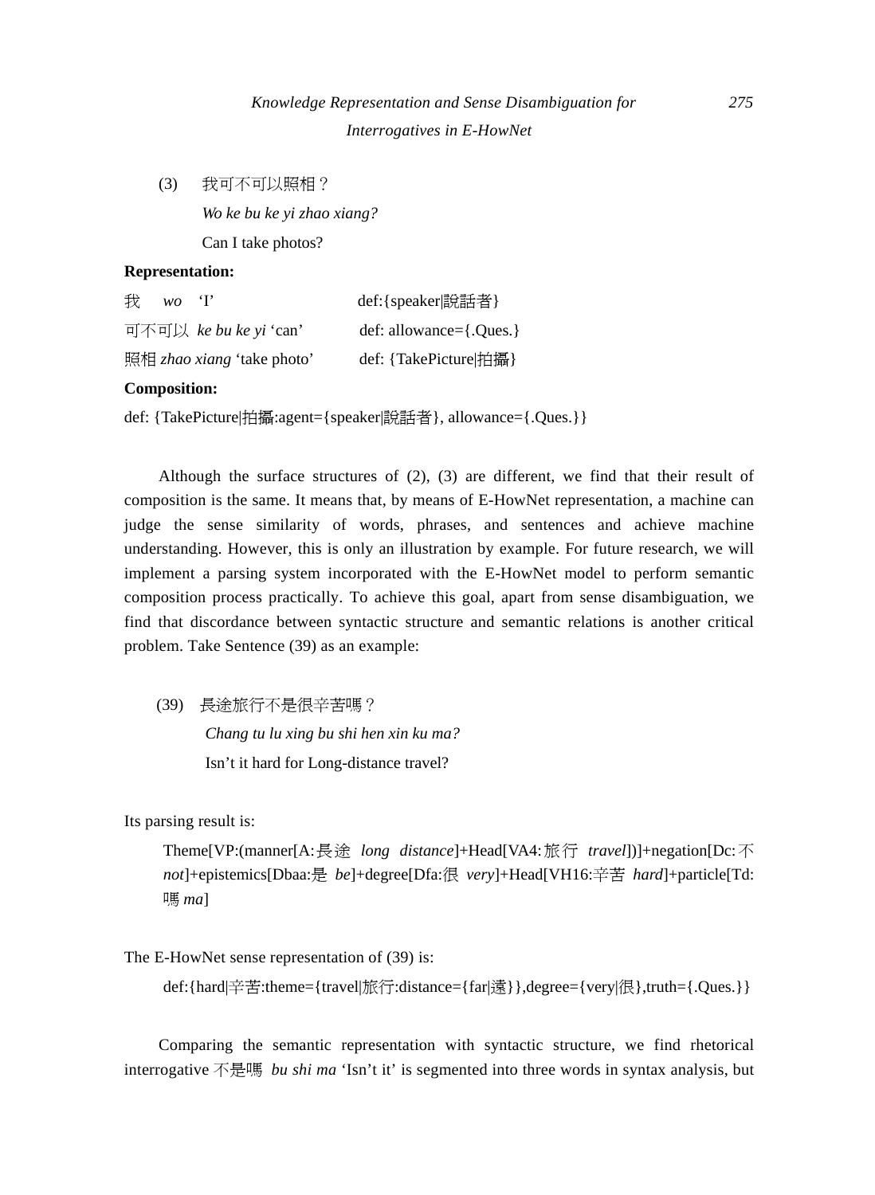(3) 我可不可以照相？

*Wo ke bu ke yi zhao xiang?*

Can I take photos?

**Representation:**

| | |
|---|---|
| 我 *wo* 'I' | def:{speaker\|說話者} |
| 可不可以 *ke bu ke yi* 'can' | def: allowance={.Ques.} |
| 照相 *zhao xiang* 'take photo' | def: {TakePicture\|拍攝} |

**Composition:**

def: {TakePicture|拍攝:agent={speaker|說話者}, allowance={.Ques.}}

Although the surface structures of (2), (3) are different, we find that their result of composition is the same. It means that, by means of E-HowNet representation, a machine can judge the sense similarity of words, phrases, and sentences and achieve machine understanding. However, this is only an illustration by example. For future research, we will implement a parsing system incorporated with the E-HowNet model to perform semantic composition process practically. To achieve this goal, apart from sense disambiguation, we find that discordance between syntactic structure and semantic relations is another critical problem. Take Sentence (39) as an example:

(39) 長途旅行不是很辛苦嗎？

*Chang tu lu xing bu shi hen xin ku ma?*

Isn't it hard for Long-distance travel?

Its parsing result is:

Theme[VP:(manner[A:長途 *long distance*]+Head[VA4:旅行 *travel*])]+negation[Dc:不 *not*]+epistemics[Dbaa:是 *be*]+degree[Dfa:很 *very*]+Head[VH16:辛苦 *hard*]+particle[Td:嗎 *ma*]

The E-HowNet sense representation of (39) is:

def:{hard|辛苦:theme={travel|旅行:distance={far|遠}},degree={very|很},truth={.Ques.}}

Comparing the semantic representation with syntactic structure, we find rhetorical interrogative 不是嗎 *bu shi ma* 'Isn't it' is segmented into three words in syntax analysis, but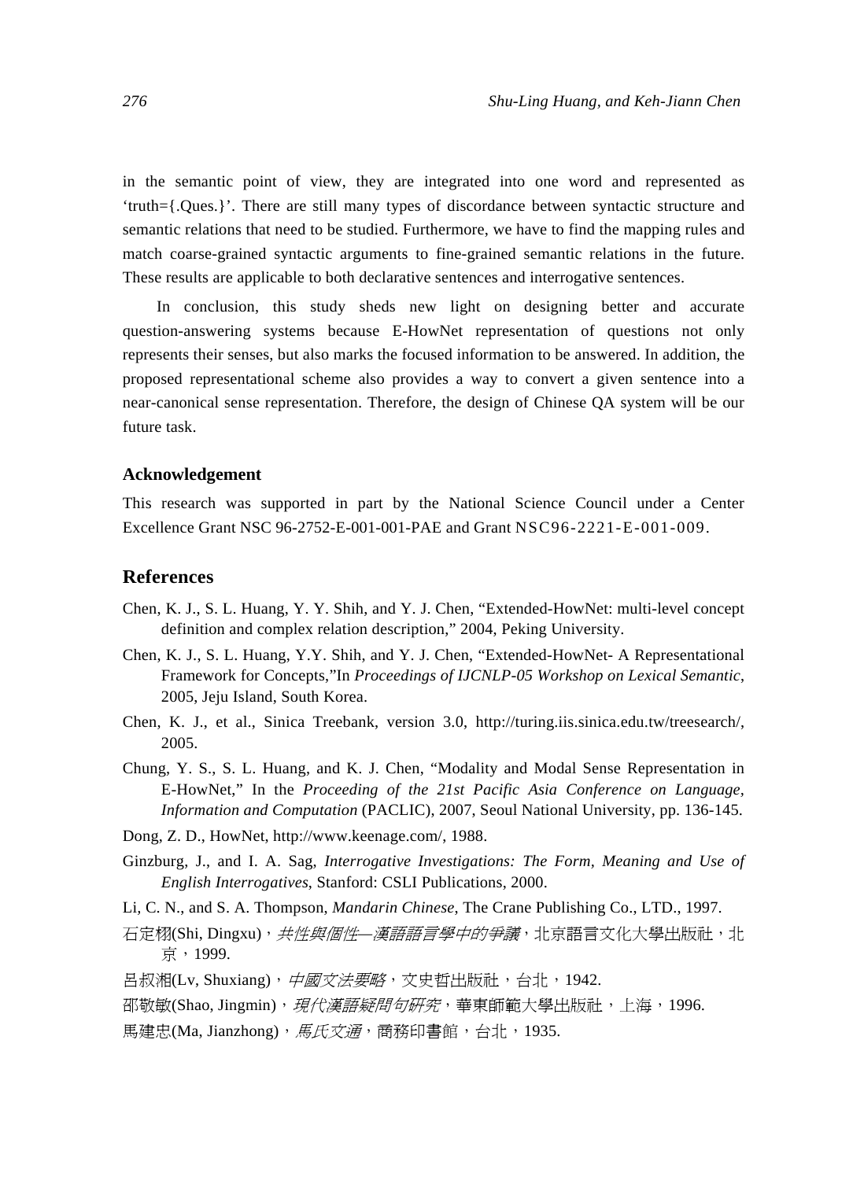in the semantic point of view, they are integrated into one word and represented as 'truth={.Ques.}'. There are still many types of discordance between syntactic structure and semantic relations that need to be studied. Furthermore, we have to find the mapping rules and match coarse-grained syntactic arguments to fine-grained semantic relations in the future. These results are applicable to both declarative sentences and interrogative sentences.

In conclusion, this study sheds new light on designing better and accurate question-answering systems because E-HowNet representation of questions not only represents their senses, but also marks the focused information to be answered. In addition, the proposed representational scheme also provides a way to convert a given sentence into a near-canonical sense representation. Therefore, the design of Chinese QA system will be our future task.

### Acknowledgement

This research was supported in part by the National Science Council under a Center Excellence Grant NSC 96-2752-E-001-001-PAE and Grant NSC96-2221-E-001-009.

## References

Chen, K. J., S. L. Huang, Y. Y. Shih, and Y. J. Chen, "Extended-HowNet: multi-level concept definition and complex relation description," 2004, Peking University.

Chen, K. J., S. L. Huang, Y.Y. Shih, and Y. J. Chen, "Extended-HowNet- A Representational Framework for Concepts,"In *Proceedings of IJCNLP-05 Workshop on Lexical Semantic*, 2005, Jeju Island, South Korea.

Chen, K. J., et al., Sinica Treebank, version 3.0, http://turing.iis.sinica.edu.tw/treesearch/, 2005.

Chung, Y. S., S. L. Huang, and K. J. Chen, "Modality and Modal Sense Representation in E-HowNet," In the *Proceeding of the 21st Pacific Asia Conference on Language, Information and Computation* (PACLIC), 2007, Seoul National University, pp. 136-145.

Dong, Z. D., HowNet, http://www.keenage.com/, 1988.

Ginzburg, J., and I. A. Sag, *Interrogative Investigations: The Form, Meaning and Use of English Interrogatives*, Stanford: CSLI Publications, 2000.

Li, C. N., and S. A. Thompson, *Mandarin Chinese*, The Crane Publishing Co., LTD., 1997.

石定栩(Shi, Dingxu)，*共性與個性—漢語語言學中的爭議*，北京語言文化大學出版社，北京，1999.

呂叔湘(Lv, Shuxiang)，*中國文法要略*，文史哲出版社，台北，1942.

邵敬敏(Shao, Jingmin)，*現代漢語疑問句研究*，華東師範大學出版社，上海，1996.

馬建忠(Ma, Jianzhong)，*馬氏文通*，商務印書館，台北，1935.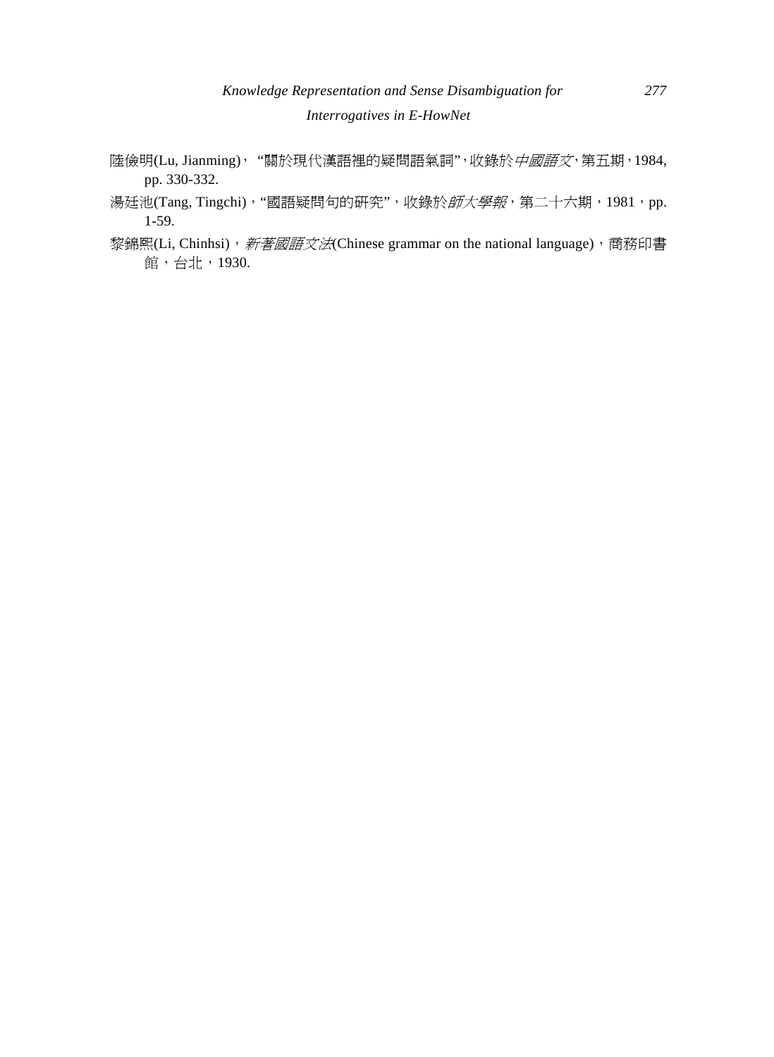陸儉明(Lu, Jianming)， “關於現代漢語裡的疑問語氣詞”，收錄於*中國語文*，第五期，1984, pp. 330-332.

湯廷池(Tang, Tingchi)，“國語疑問句的研究”，收錄於*師大學報*，第二十六期，1981，pp. 1-59.

黎錦熙(Li, Chinhsi)，*新著國語文法*(Chinese grammar on the national language)，商務印書館，台北，1930.